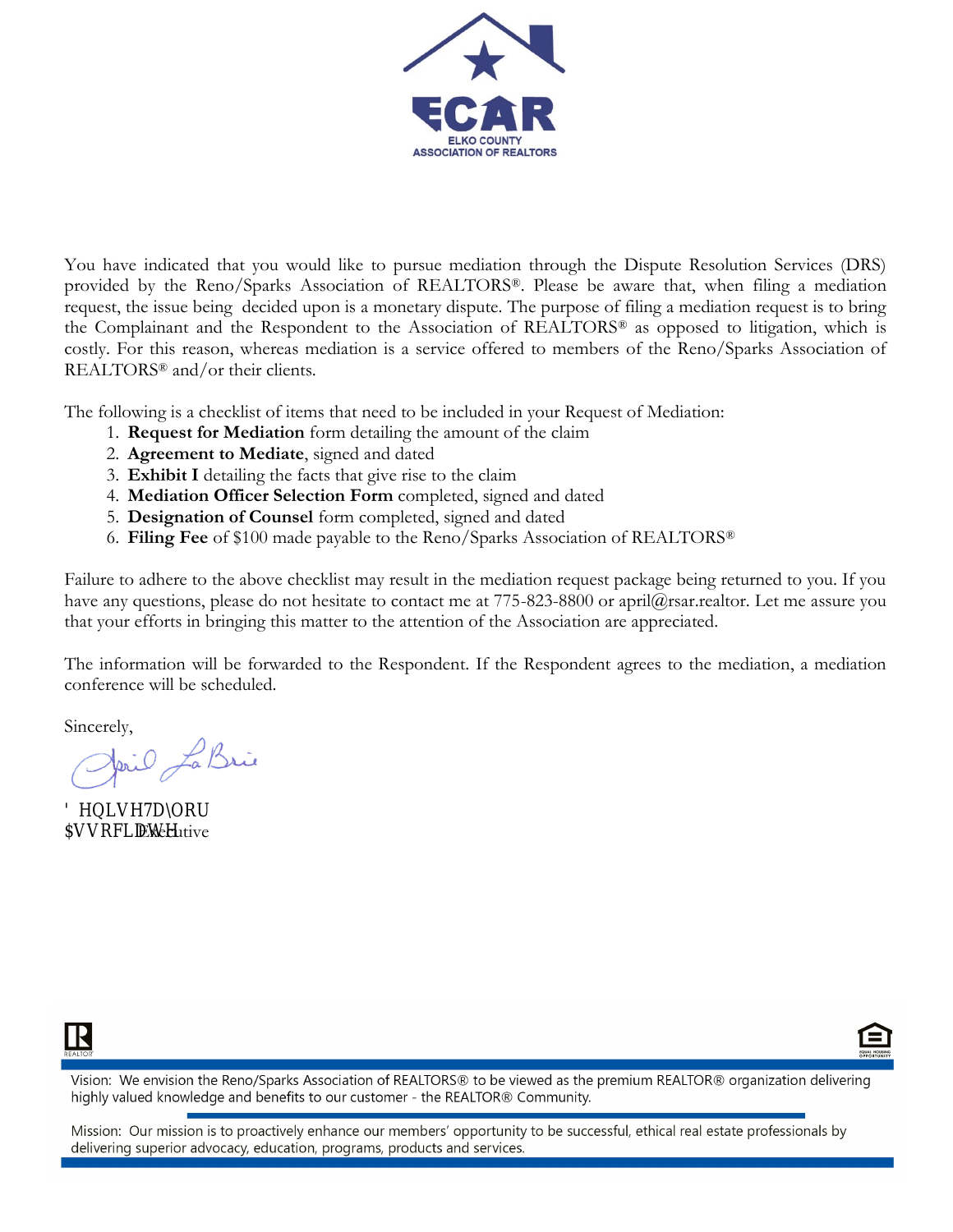**ECAR**
**ELKO COUNTY ASSOCIATION OF REALTORS**

You have indicated that you would like to pursue mediation through the Dispute Resolution Services (DRS) provided by the Reno/Sparks Association of REALTORS®. Please be aware that, when filing a mediation request, the issue being decided upon is a monetary dispute. The purpose of filing a mediation request is to bring the Complainant and the Respondent to the Association of REALTORS® as opposed to litigation, which is costly. For this reason, whereas mediation is a service offered to members of the Reno/Sparks Association of REALTORS® and/or their clients.

The following is a checklist of items that need to be included in your Request of Mediation:

1. **Request for Mediation** form detailing the amount of the claim
2. **Agreement to Mediate**, signed and dated
3. **Exhibit I** detailing the facts that give rise to the claim
4. **Mediation Officer Selection Form** completed, signed and dated
5. **Designation of Counsel** form completed, signed and dated
6. **Filing Fee** of $100 made payable to the Reno/Sparks Association of REALTORS®

Failure to adhere to the above checklist may result in the mediation request package being returned to you. If you have any questions, please do not hesitate to contact me at 775-823-8800 or april@rsar.realtor. Let me assure you that your efforts in bringing this matter to the attention of the Association are appreciated.

The information will be forwarded to the Respondent. If the Respondent agrees to the mediation, a mediation conference will be scheduled.

Sincerely,

April LaBrie

Denise Taylor
Associate Executive

Vision: We envision the Reno/Sparks Association of REALTORS® to be viewed as the premium REALTOR® organization delivering highly valued knowledge and benefits to our customer - the REALTOR® Community.

Mission: Our mission is to proactively enhance our members' opportunity to be successful, ethical real estate professionals by delivering superior advocacy, education, programs, products and services.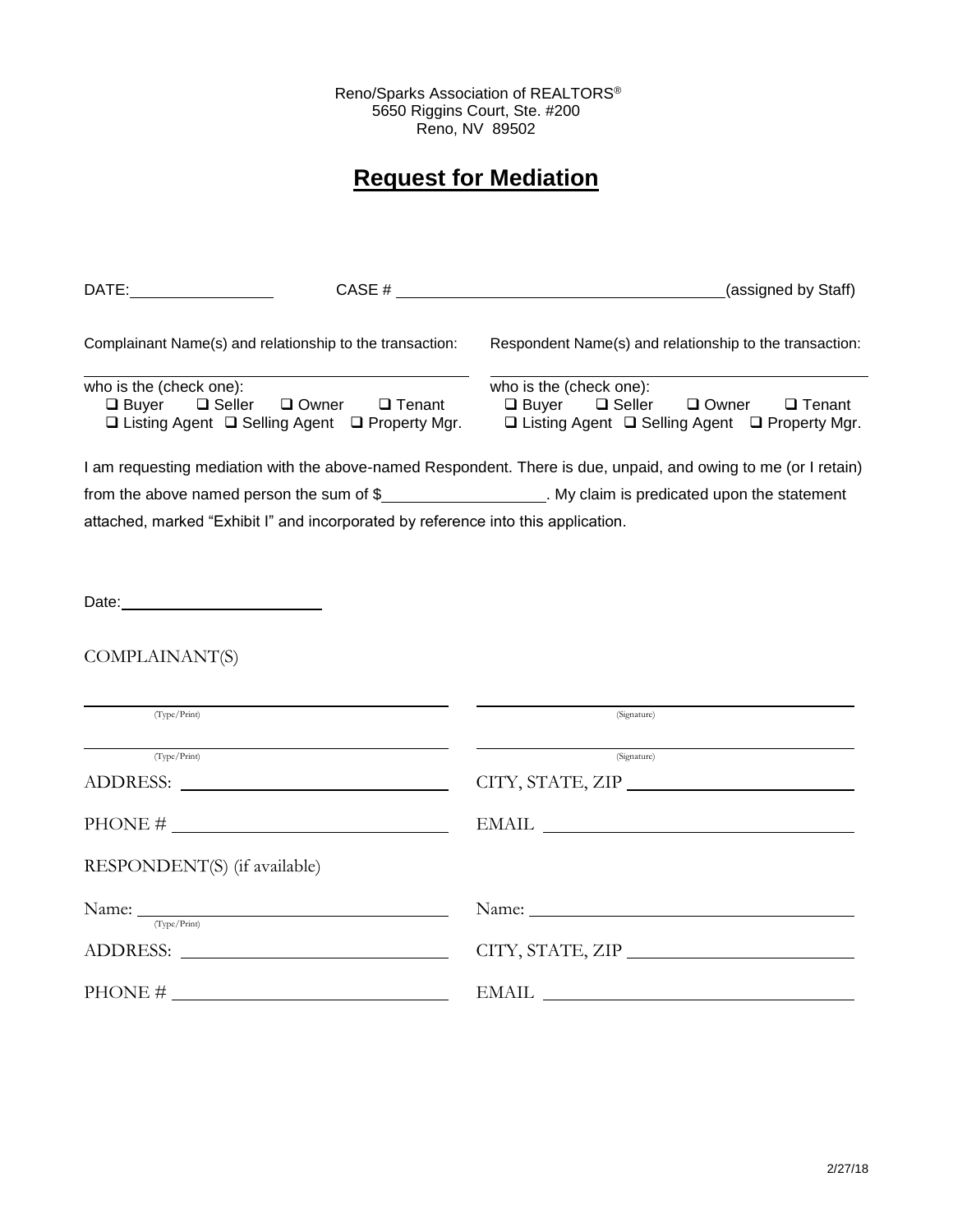Reno/Sparks Association of REALTORS®
5650 Riggins Court, Ste. #200
Reno, NV 89502

# Request for Mediation

DATE:________________ CASE # ____________________________________(assigned by Staff)

Complainant Name(s) and relationship to the transaction:

______________________________________________

who is the (check one):
❑ Buyer ❑ Seller ❑ Owner ❑ Tenant
❑ Listing Agent ❑ Selling Agent ❑ Property Mgr.

Respondent Name(s) and relationship to the transaction:

______________________________________________

who is the (check one):
❑ Buyer ❑ Seller ❑ Owner ❑ Tenant
❑ Listing Agent ❑ Selling Agent ❑ Property Mgr.

I am requesting mediation with the above-named Respondent. There is due, unpaid, and owing to me (or I retain) from the above named person the sum of $__________________. My claim is predicated upon the statement attached, marked "Exhibit I" and incorporated by reference into this application.

Date:______________________

COMPLAINANT(S)

| | |
|---|---|
| ______________________________ (Type/Print) | ______________________________ (Signature) |
| ______________________________ (Type/Print) | ______________________________ (Signature) |
| ADDRESS: ______________________ | CITY, STATE, ZIP ______________________ |
| PHONE # ______________________ | EMAIL ______________________ |

RESPONDENT(S) (if available)

| | |
|---|---|
| Name: ______________________ (Type/Print) | Name: ______________________ |
| ADDRESS: ______________________ | CITY, STATE, ZIP ______________________ |
| PHONE # ______________________ | EMAIL ______________________ |

2/27/18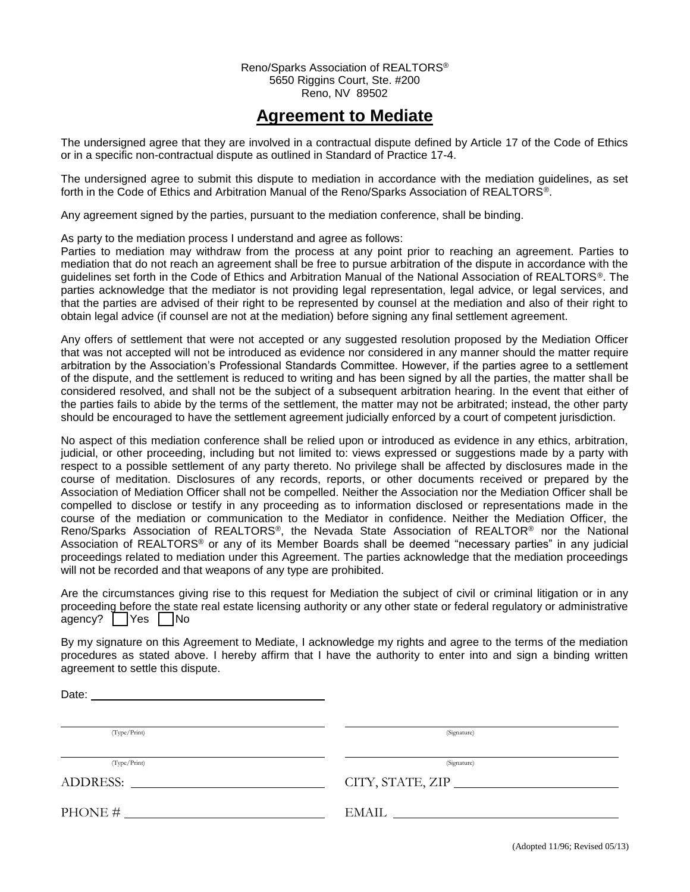Reno/Sparks Association of REALTORS®
5650 Riggins Court, Ste. #200
Reno, NV 89502

# Agreement to Mediate

The undersigned agree that they are involved in a contractual dispute defined by Article 17 of the Code of Ethics or in a specific non-contractual dispute as outlined in Standard of Practice 17-4.

The undersigned agree to submit this dispute to mediation in accordance with the mediation guidelines, as set forth in the Code of Ethics and Arbitration Manual of the Reno/Sparks Association of REALTORS®.

Any agreement signed by the parties, pursuant to the mediation conference, shall be binding.

As party to the mediation process I understand and agree as follows:
Parties to mediation may withdraw from the process at any point prior to reaching an agreement. Parties to mediation that do not reach an agreement shall be free to pursue arbitration of the dispute in accordance with the guidelines set forth in the Code of Ethics and Arbitration Manual of the National Association of REALTORS®. The parties acknowledge that the mediator is not providing legal representation, legal advice, or legal services, and that the parties are advised of their right to be represented by counsel at the mediation and also of their right to obtain legal advice (if counsel are not at the mediation) before signing any final settlement agreement.

Any offers of settlement that were not accepted or any suggested resolution proposed by the Mediation Officer that was not accepted will not be introduced as evidence nor considered in any manner should the matter require arbitration by the Association's Professional Standards Committee. However, if the parties agree to a settlement of the dispute, and the settlement is reduced to writing and has been signed by all the parties, the matter shall be considered resolved, and shall not be the subject of a subsequent arbitration hearing. In the event that either of the parties fails to abide by the terms of the settlement, the matter may not be arbitrated; instead, the other party should be encouraged to have the settlement agreement judicially enforced by a court of competent jurisdiction.

No aspect of this mediation conference shall be relied upon or introduced as evidence in any ethics, arbitration, judicial, or other proceeding, including but not limited to: views expressed or suggestions made by a party with respect to a possible settlement of any party thereto. No privilege shall be affected by disclosures made in the course of meditation. Disclosures of any records, reports, or other documents received or prepared by the Association of Mediation Officer shall not be compelled. Neither the Association nor the Mediation Officer shall be compelled to disclose or testify in any proceeding as to information disclosed or representations made in the course of the mediation or communication to the Mediator in confidence. Neither the Mediation Officer, the Reno/Sparks Association of REALTORS®, the Nevada State Association of REALTOR® nor the National Association of REALTORS® or any of its Member Boards shall be deemed "necessary parties" in any judicial proceedings related to mediation under this Agreement. The parties acknowledge that the mediation proceedings will not be recorded and that weapons of any type are prohibited.

Are the circumstances giving rise to this request for Mediation the subject of civil or criminal litigation or in any proceeding before the state real estate licensing authority or any other state or federal regulatory or administrative agency? ☐ Yes ☐ No

By my signature on this Agreement to Mediate, I acknowledge my rights and agree to the terms of the mediation procedures as stated above. I hereby affirm that I have the authority to enter into and sign a binding written agreement to settle this dispute.

Date: ______________________________

| | |
|---|---|
| ______________________________ (Type/Print) | ______________________________ (Signature) |
| ______________________________ (Type/Print) | ______________________________ (Signature) |
| ADDRESS: ______________________ | CITY, STATE, ZIP ______________________ |
| PHONE # ______________________ | EMAIL ______________________ |

(Adopted 11/96; Revised 05/13)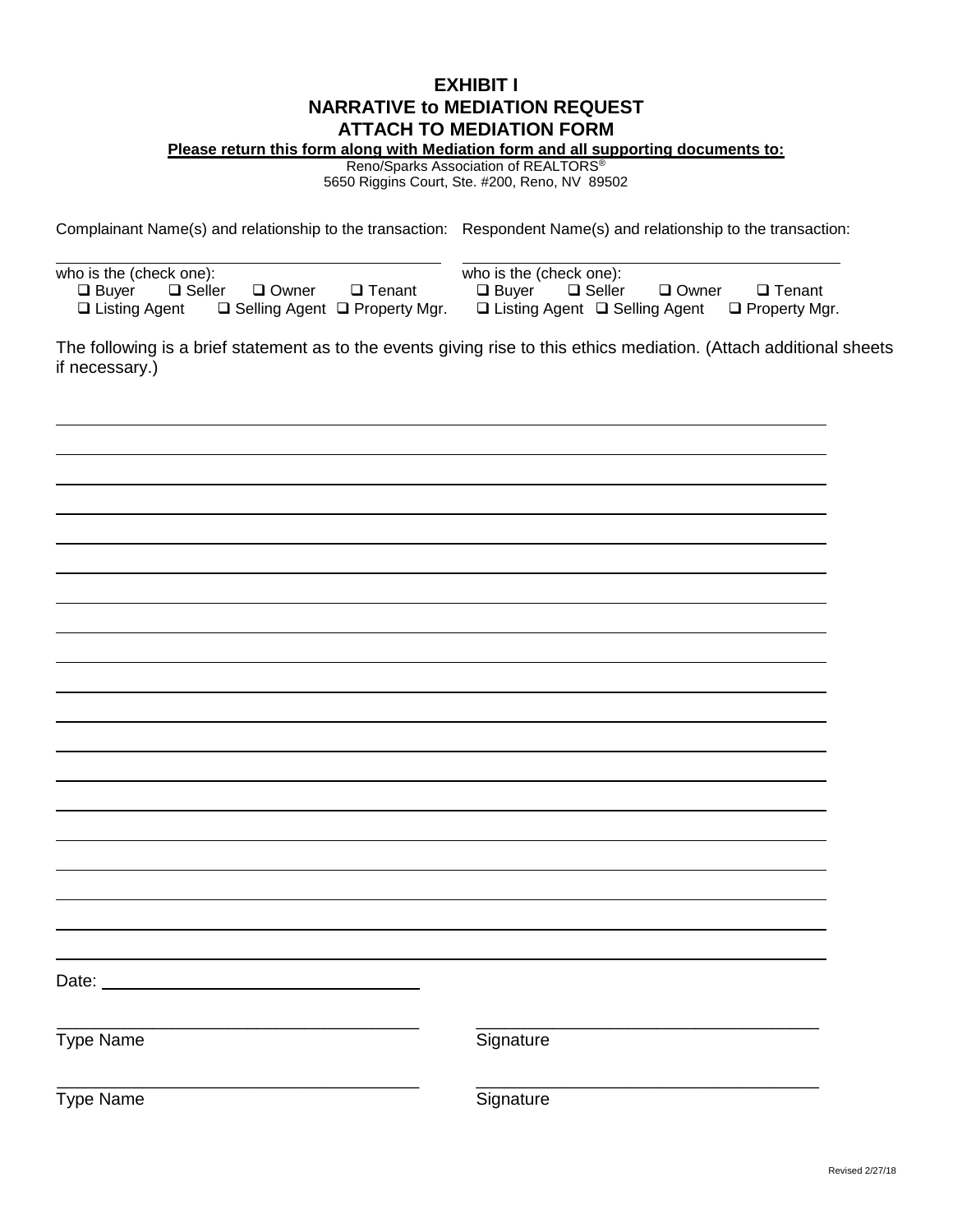# EXHIBIT I
## NARRATIVE to MEDIATION REQUEST
## ATTACH TO MEDIATION FORM

**Please return this form along with Mediation form and all supporting documents to:**

Reno/Sparks Association of REALTORS®
5650 Riggins Court, Ste. #200, Reno, NV 89502

| Complainant Name(s) and relationship to the transaction: | Respondent Name(s) and relationship to the transaction: |
|---|---|
| ______________________________ | ______________________________ |
| who is the (check one): | who is the (check one): |
| ❑ Buyer ❑ Seller ❑ Owner ❑ Tenant | ❑ Buyer ❑ Seller ❑ Owner ❑ Tenant |
| ❑ Listing Agent ❑ Selling Agent ❑ Property Mgr. | ❑ Listing Agent ❑ Selling Agent ❑ Property Mgr. |

The following is a brief statement as to the events giving rise to this ethics mediation. (Attach additional sheets if necessary.)

______________________________________________________________________________

______________________________________________________________________________

______________________________________________________________________________

______________________________________________________________________________

______________________________________________________________________________

______________________________________________________________________________

______________________________________________________________________________

______________________________________________________________________________

______________________________________________________________________________

______________________________________________________________________________

______________________________________________________________________________

______________________________________________________________________________

______________________________________________________________________________

______________________________________________________________________________

______________________________________________________________________________

______________________________________________________________________________

______________________________________________________________________________

______________________________________________________________________________

______________________________________________________________________________

Date: ______________________________

| ______________________________ | ______________________________ |
|---|---|
| Type Name | Signature |
| ______________________________ | ______________________________ |
| Type Name | Signature |

Revised 2/27/18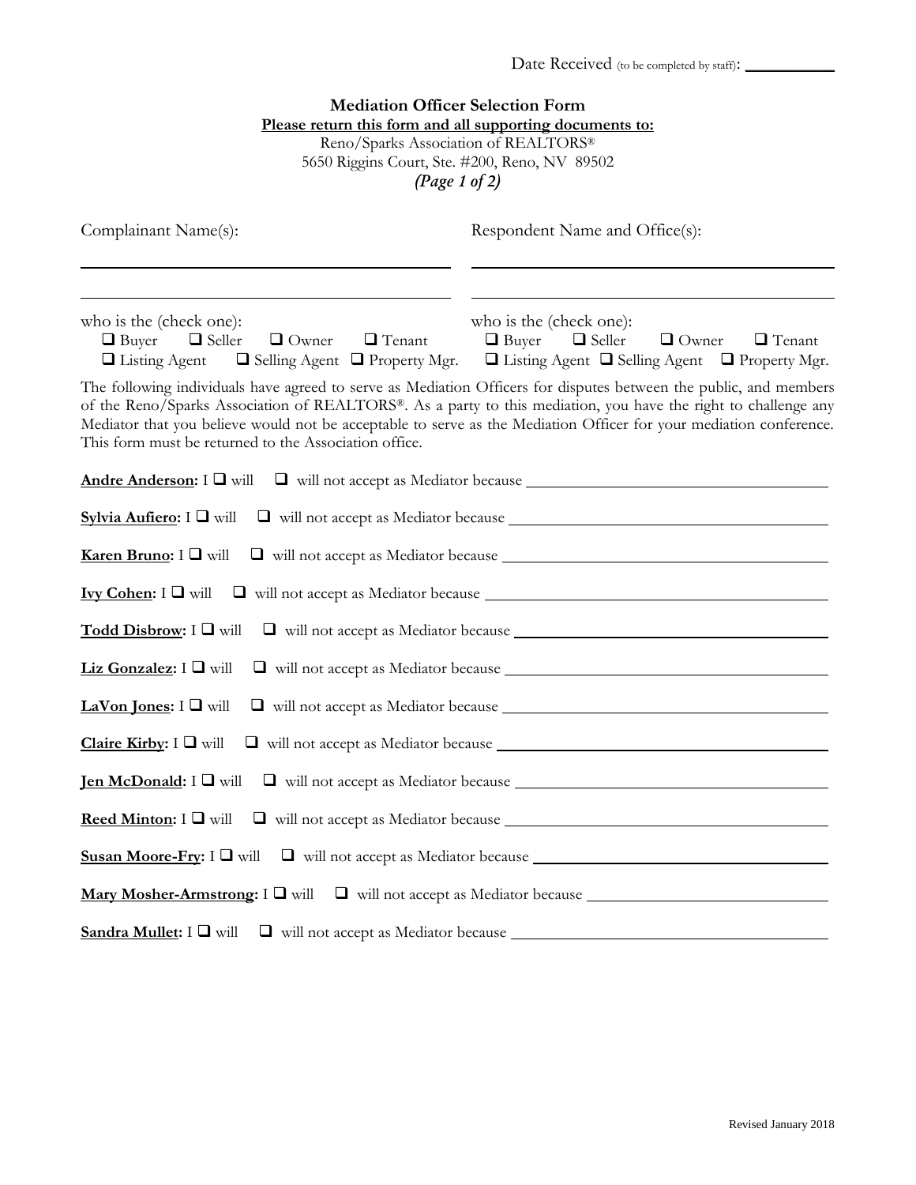Date Received (to be completed by staff): __________

**Mediation Officer Selection Form**

**Please return this form and all supporting documents to:**

Reno/Sparks Association of REALTORS®
5650 Riggins Court, Ste. #200, Reno, NV 89502

***(Page 1 of 2)***

Complainant Name(s): ______________________________

______________________________

who is the (check one):
❑ Buyer ❑ Seller ❑ Owner ❑ Tenant
❑ Listing Agent ❑ Selling Agent ❑ Property Mgr.

Respondent Name and Office(s): ______________________________

______________________________

who is the (check one):
❑ Buyer ❑ Seller ❑ Owner ❑ Tenant
❑ Listing Agent ❑ Selling Agent ❑ Property Mgr.

The following individuals have agreed to serve as Mediation Officers for disputes between the public, and members of the Reno/Sparks Association of REALTORS®. As a party to this mediation, you have the right to challenge any Mediator that you believe would not be acceptable to serve as the Mediation Officer for your mediation conference. This form must be returned to the Association office.

**Andre Anderson:** I ❑ will ❑ will not accept as Mediator because ______________________________

**Sylvia Aufiero:** I ❑ will ❑ will not accept as Mediator because ______________________________

**Karen Bruno:** I ❑ will ❑ will not accept as Mediator because ______________________________

**Ivy Cohen:** I ❑ will ❑ will not accept as Mediator because ______________________________

**Todd Disbrow:** I ❑ will ❑ will not accept as Mediator because ______________________________

**Liz Gonzalez:** I ❑ will ❑ will not accept as Mediator because ______________________________

**LaVon Jones:** I ❑ will ❑ will not accept as Mediator because ______________________________

**Claire Kirby:** I ❑ will ❑ will not accept as Mediator because ______________________________

**Jen McDonald:** I ❑ will ❑ will not accept as Mediator because ______________________________

**Reed Minton:** I ❑ will ❑ will not accept as Mediator because ______________________________

**Susan Moore-Fry:** I ❑ will ❑ will not accept as Mediator because ______________________________

**Mary Mosher-Armstrong:** I ❑ will ❑ will not accept as Mediator because ______________________________

**Sandra Mullet:** I ❑ will ❑ will not accept as Mediator because ______________________________

Revised January 2018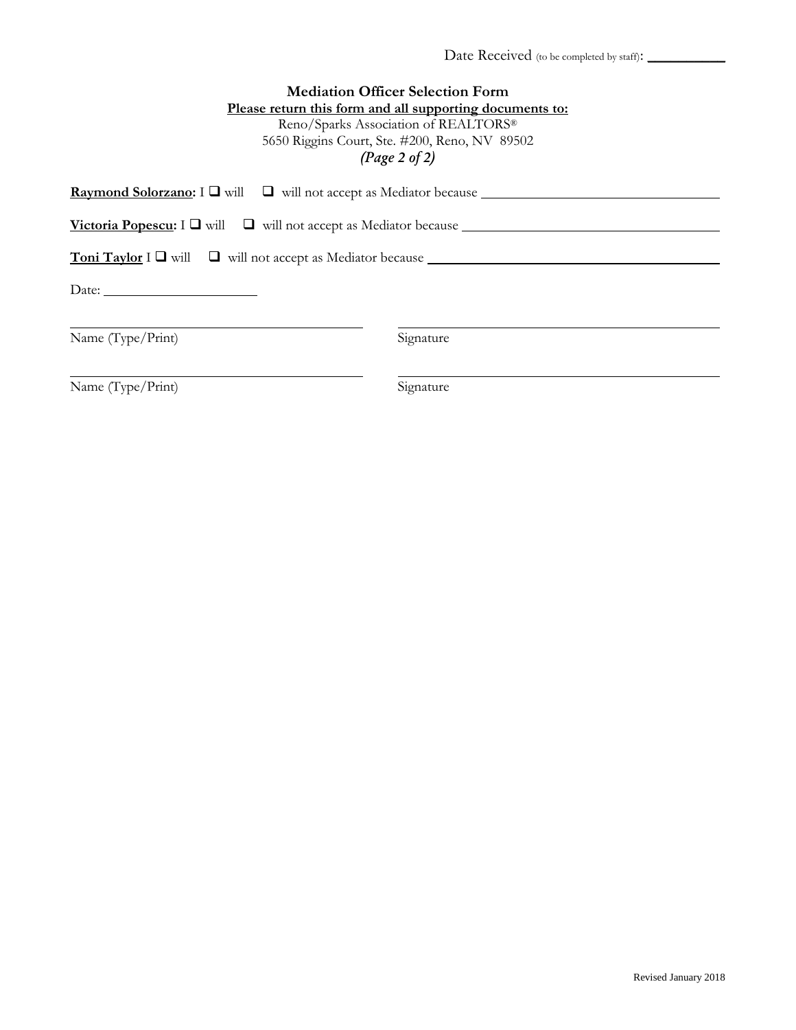Date Received (to be completed by staff): ___________

**Mediation Officer Selection Form**

**Please return this form and all supporting documents to:**

Reno/Sparks Association of REALTORS®
5650 Riggins Court, Ste. #200, Reno, NV 89502
***(Page 2 of 2)***

**Raymond Solorzano:** I ☐ will ☐ will not accept as Mediator because ______________________________

**Victoria Popescu:** I ☐ will ☐ will not accept as Mediator because ______________________________

**Toni Taylor** I ☐ will ☐ will not accept as Mediator because ______________________________

Date: ____________________

______________________________ ______________________________
Name (Type/Print) Signature

______________________________ ______________________________
Name (Type/Print) Signature

Revised January 2018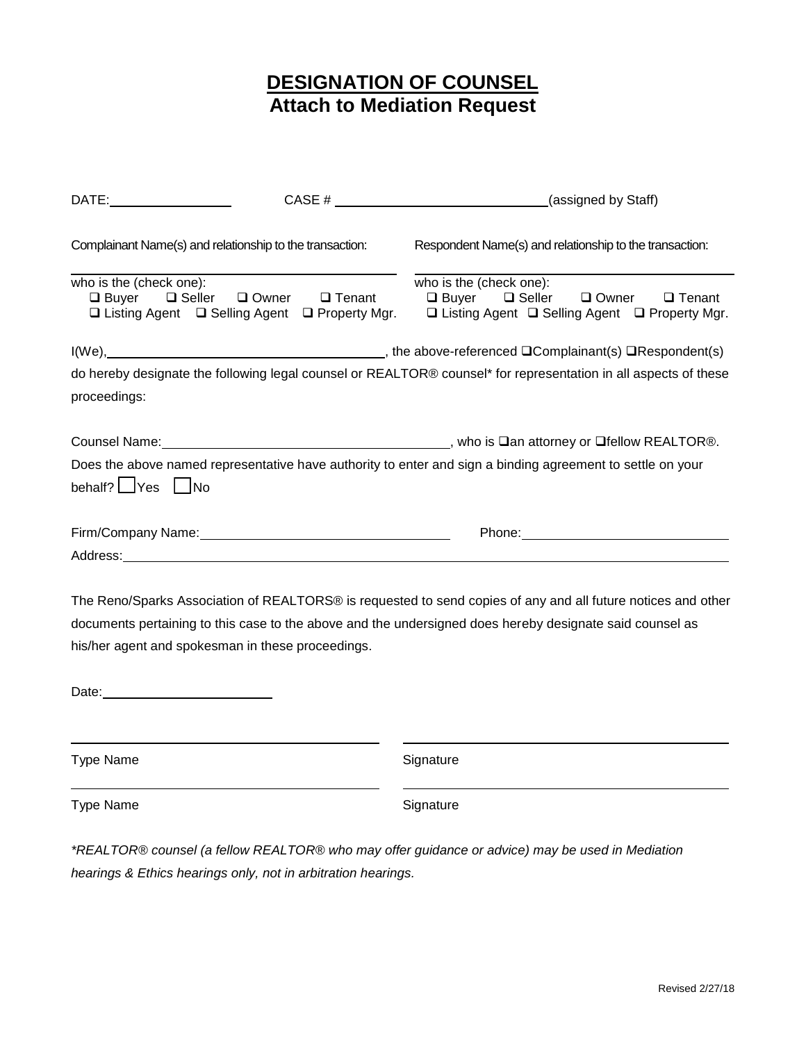# DESIGNATION OF COUNSEL

## Attach to Mediation Request

DATE:\_\_\_\_\_\_\_\_\_\_\_\_\_\_\_\_ CASE # \_\_\_\_\_\_\_\_\_\_\_\_\_\_\_\_\_\_\_\_\_\_\_\_\_\_\_\_(assigned by Staff)

| Complainant Name(s) and relationship to the transaction: | Respondent Name(s) and relationship to the transaction: |
|---|---|
| \_\_\_\_\_\_\_\_\_\_\_\_\_\_\_\_\_\_\_\_\_\_\_\_\_\_\_\_\_\_\_\_\_\_\_\_\_\_\_\_ | \_\_\_\_\_\_\_\_\_\_\_\_\_\_\_\_\_\_\_\_\_\_\_\_\_\_\_\_\_\_\_\_\_\_\_\_\_\_\_\_ |
| who is the (check one):<br>❑ Buyer ❑ Seller ❑ Owner ❑ Tenant<br>❑ Listing Agent ❑ Selling Agent ❑ Property Mgr. | who is the (check one):<br>❑ Buyer ❑ Seller ❑ Owner ❑ Tenant<br>❑ Listing Agent ❑ Selling Agent ❑ Property Mgr. |

I(We),\_\_\_\_\_\_\_\_\_\_\_\_\_\_\_\_\_\_\_\_\_\_\_\_\_\_\_\_\_\_\_\_\_\_\_\_\_\_\_\_, the above-referenced ❑Complainant(s) ❑Respondent(s) do hereby designate the following legal counsel or REALTOR® counsel* for representation in all aspects of these proceedings:

Counsel Name:\_\_\_\_\_\_\_\_\_\_\_\_\_\_\_\_\_\_\_\_\_\_\_\_\_\_\_\_\_\_\_\_\_\_\_\_\_\_\_\_, who is ❑an attorney or ❑fellow REALTOR®.

Does the above named representative have authority to enter and sign a binding agreement to settle on your behalf? ☐ Yes ☐ No

Firm/Company Name:\_\_\_\_\_\_\_\_\_\_\_\_\_\_\_\_\_\_\_\_\_\_\_\_\_\_\_\_\_\_\_\_\_\_ Phone:\_\_\_\_\_\_\_\_\_\_\_\_\_\_\_\_\_\_\_\_\_\_\_\_\_\_\_\_\_

Address:\_\_\_\_\_\_\_\_\_\_\_\_\_\_\_\_\_\_\_\_\_\_\_\_\_\_\_\_\_\_\_\_\_\_\_\_\_\_\_\_\_\_\_\_\_\_\_\_\_\_\_\_\_\_\_\_\_\_\_\_\_\_\_\_\_\_\_\_\_\_\_\_\_\_\_\_\_\_\_\_\_\_\_\_\_\_

The Reno/Sparks Association of REALTORS® is requested to send copies of any and all future notices and other documents pertaining to this case to the above and the undersigned does hereby designate said counsel as his/her agent and spokesman in these proceedings.

Date:\_\_\_\_\_\_\_\_\_\_\_\_\_\_\_\_\_\_\_\_\_\_\_\_

| | |
|---|---|
| \_\_\_\_\_\_\_\_\_\_\_\_\_\_\_\_\_\_\_\_\_\_\_\_\_\_\_\_\_\_\_\_\_\_\_\_\_\_\_\_ | \_\_\_\_\_\_\_\_\_\_\_\_\_\_\_\_\_\_\_\_\_\_\_\_\_\_\_\_\_\_\_\_\_\_\_\_\_\_\_\_ |
| Type Name | Signature |
| \_\_\_\_\_\_\_\_\_\_\_\_\_\_\_\_\_\_\_\_\_\_\_\_\_\_\_\_\_\_\_\_\_\_\_\_\_\_\_\_ | \_\_\_\_\_\_\_\_\_\_\_\_\_\_\_\_\_\_\_\_\_\_\_\_\_\_\_\_\_\_\_\_\_\_\_\_\_\_\_\_ |
| Type Name | Signature |

*\*REALTOR® counsel (a fellow REALTOR® who may offer guidance or advice) may be used in Mediation hearings & Ethics hearings only, not in arbitration hearings.*

Revised 2/27/18